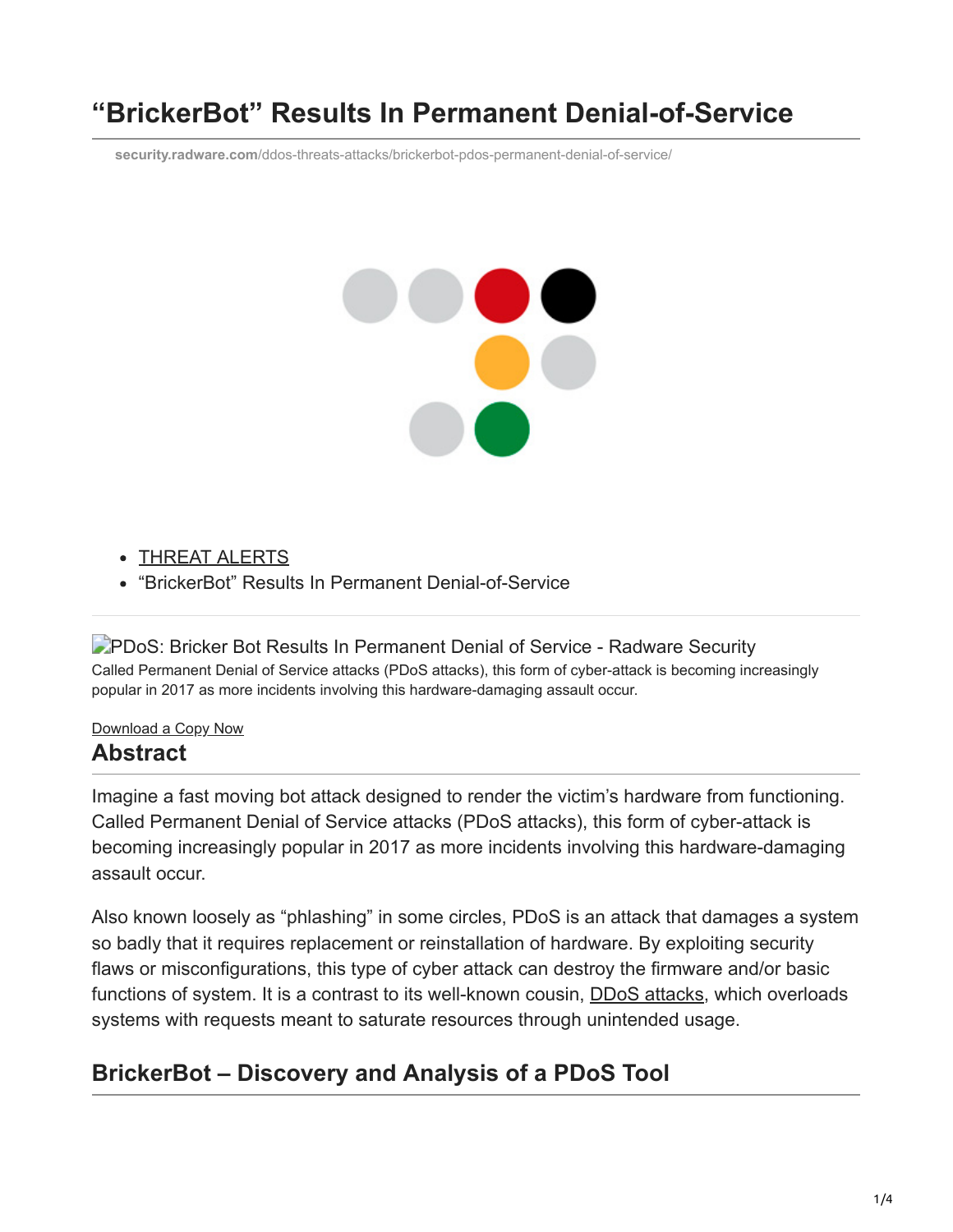# “BrickerBot” Results In Permanent Denial-of-Service

security.radware.com/ddos-threats-attacks/brickerbot-pdos-permanent-denial-of-service/

- THREAT ALERTS
- “BrickerBot” Results In Permanent Denial-of-Service

PDoS: Bricker Bot Results In Permanent Denial of Service - Radware Security

Called Permanent Denial of Service attacks (PDoS attacks), this form of cyber-attack is becoming increasingly popular in 2017 as more incidents involving this hardware-damaging assault occur.

Download a Copy Now

## Abstract

Imagine a fast moving bot attack designed to render the victim’s hardware from functioning. Called Permanent Denial of Service attacks (PDoS attacks), this form of cyber-attack is becoming increasingly popular in 2017 as more incidents involving this hardware-damaging assault occur.

Also known loosely as “phlashing” in some circles, PDoS is an attack that damages a system so badly that it requires replacement or reinstallation of hardware. By exploiting security flaws or misconfigurations, this type of cyber attack can destroy the firmware and/or basic functions of system. It is a contrast to its well-known cousin, DDoS attacks, which overloads systems with requests meant to saturate resources through unintended usage.

## BrickerBot – Discovery and Analysis of a PDoS Tool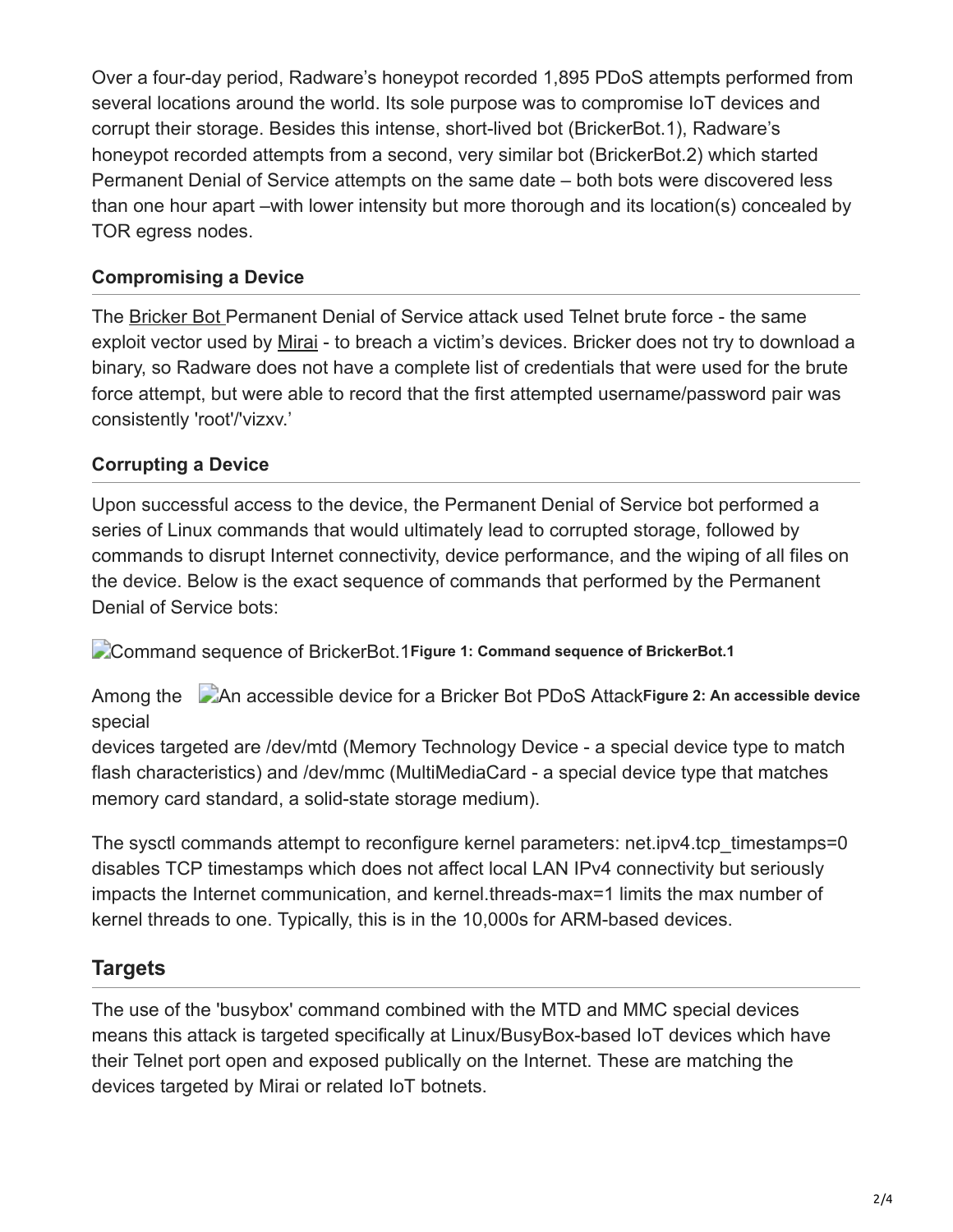Over a four-day period, Radware's honeypot recorded 1,895 PDoS attempts performed from several locations around the world. Its sole purpose was to compromise IoT devices and corrupt their storage. Besides this intense, short-lived bot (BrickerBot.1), Radware's honeypot recorded attempts from a second, very similar bot (BrickerBot.2) which started Permanent Denial of Service attempts on the same date – both bots were discovered less than one hour apart –with lower intensity but more thorough and its location(s) concealed by TOR egress nodes.

### Compromising a Device

The Bricker Bot Permanent Denial of Service attack used Telnet brute force - the same exploit vector used by Mirai - to breach a victim's devices. Bricker does not try to download a binary, so Radware does not have a complete list of credentials that were used for the brute force attempt, but were able to record that the first attempted username/password pair was consistently 'root'/'vizxv.'

### Corrupting a Device

Upon successful access to the device, the Permanent Denial of Service bot performed a series of Linux commands that would ultimately lead to corrupted storage, followed by commands to disrupt Internet connectivity, device performance, and the wiping of all files on the device. Below is the exact sequence of commands that performed by the Permanent Denial of Service bots:

Command sequence of BrickerBot.1 **Figure 1: Command sequence of BrickerBot.1**

An accessible device for a Bricker Bot PDoS Attack **Figure 2: An accessible device**

Among the special devices targeted are /dev/mtd (Memory Technology Device - a special device type to match flash characteristics) and /dev/mmc (MultiMediaCard - a special device type that matches memory card standard, a solid-state storage medium).

The sysctl commands attempt to reconfigure kernel parameters: net.ipv4.tcp_timestamps=0 disables TCP timestamps which does not affect local LAN IPv4 connectivity but seriously impacts the Internet communication, and kernel.threads-max=1 limits the max number of kernel threads to one. Typically, this is in the 10,000s for ARM-based devices.

## Targets

The use of the 'busybox' command combined with the MTD and MMC special devices means this attack is targeted specifically at Linux/BusyBox-based IoT devices which have their Telnet port open and exposed publically on the Internet. These are matching the devices targeted by Mirai or related IoT botnets.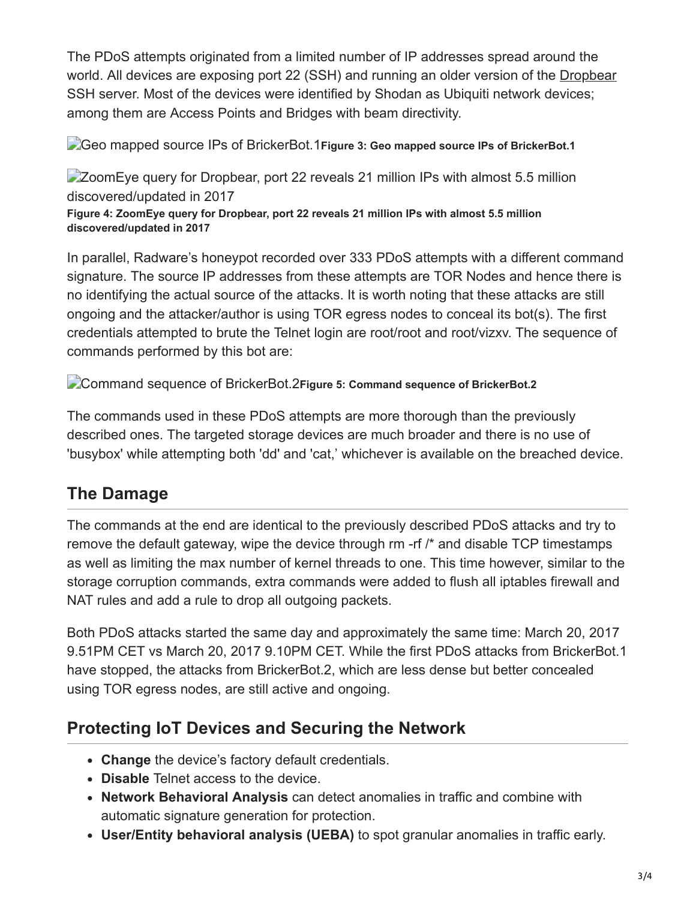The PDoS attempts originated from a limited number of IP addresses spread around the world. All devices are exposing port 22 (SSH) and running an older version of the Dropbear SSH server. Most of the devices were identified by Shodan as Ubiquiti network devices; among them are Access Points and Bridges with beam directivity.

Geo mapped source IPs of BrickerBot.1**Figure 3: Geo mapped source IPs of BrickerBot.1**

ZoomEye query for Dropbear, port 22 reveals 21 million IPs with almost 5.5 million discovered/updated in 2017

**Figure 4: ZoomEye query for Dropbear, port 22 reveals 21 million IPs with almost 5.5 million discovered/updated in 2017**

In parallel, Radware's honeypot recorded over 333 PDoS attempts with a different command signature. The source IP addresses from these attempts are TOR Nodes and hence there is no identifying the actual source of the attacks. It is worth noting that these attacks are still ongoing and the attacker/author is using TOR egress nodes to conceal its bot(s). The first credentials attempted to brute the Telnet login are root/root and root/vizxv. The sequence of commands performed by this bot are:

Command sequence of BrickerBot.2**Figure 5: Command sequence of BrickerBot.2**

The commands used in these PDoS attempts are more thorough than the previously described ones. The targeted storage devices are much broader and there is no use of 'busybox' while attempting both 'dd' and 'cat,' whichever is available on the breached device.

## The Damage

The commands at the end are identical to the previously described PDoS attacks and try to remove the default gateway, wipe the device through rm -rf /* and disable TCP timestamps as well as limiting the max number of kernel threads to one. This time however, similar to the storage corruption commands, extra commands were added to flush all iptables firewall and NAT rules and add a rule to drop all outgoing packets.

Both PDoS attacks started the same day and approximately the same time: March 20, 2017 9.51PM CET vs March 20, 2017 9.10PM CET. While the first PDoS attacks from BrickerBot.1 have stopped, the attacks from BrickerBot.2, which are less dense but better concealed using TOR egress nodes, are still active and ongoing.

## Protecting IoT Devices and Securing the Network

- **Change** the device's factory default credentials.
- **Disable** Telnet access to the device.
- **Network Behavioral Analysis** can detect anomalies in traffic and combine with automatic signature generation for protection.
- **User/Entity behavioral analysis (UEBA)** to spot granular anomalies in traffic early.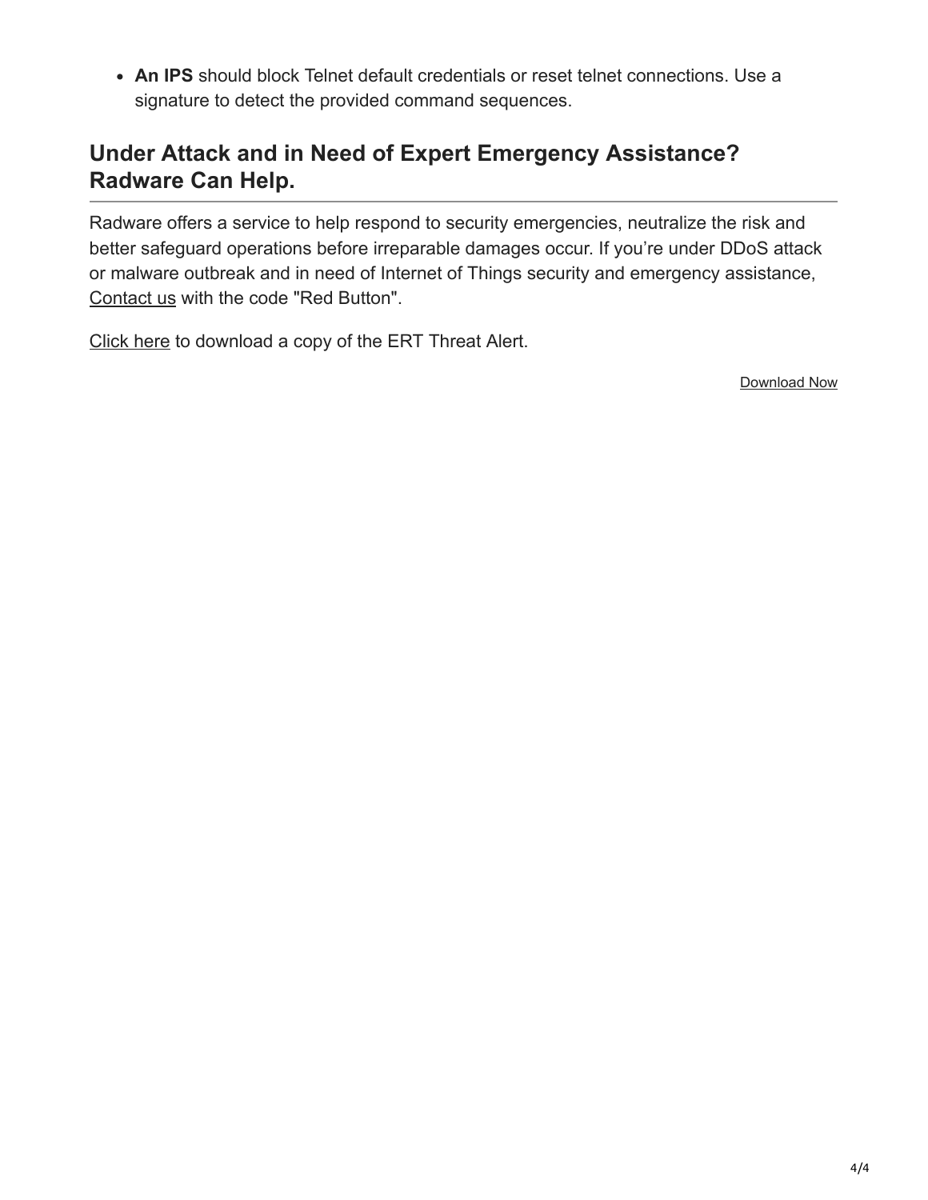- **An IPS** should block Telnet default credentials or reset telnet connections. Use a signature to detect the provided command sequences.

## Under Attack and in Need of Expert Emergency Assistance? Radware Can Help.

Radware offers a service to help respond to security emergencies, neutralize the risk and better safeguard operations before irreparable damages occur. If you're under DDoS attack or malware outbreak and in need of Internet of Things security and emergency assistance, Contact us with the code "Red Button".

Click here to download a copy of the ERT Threat Alert.

Download Now